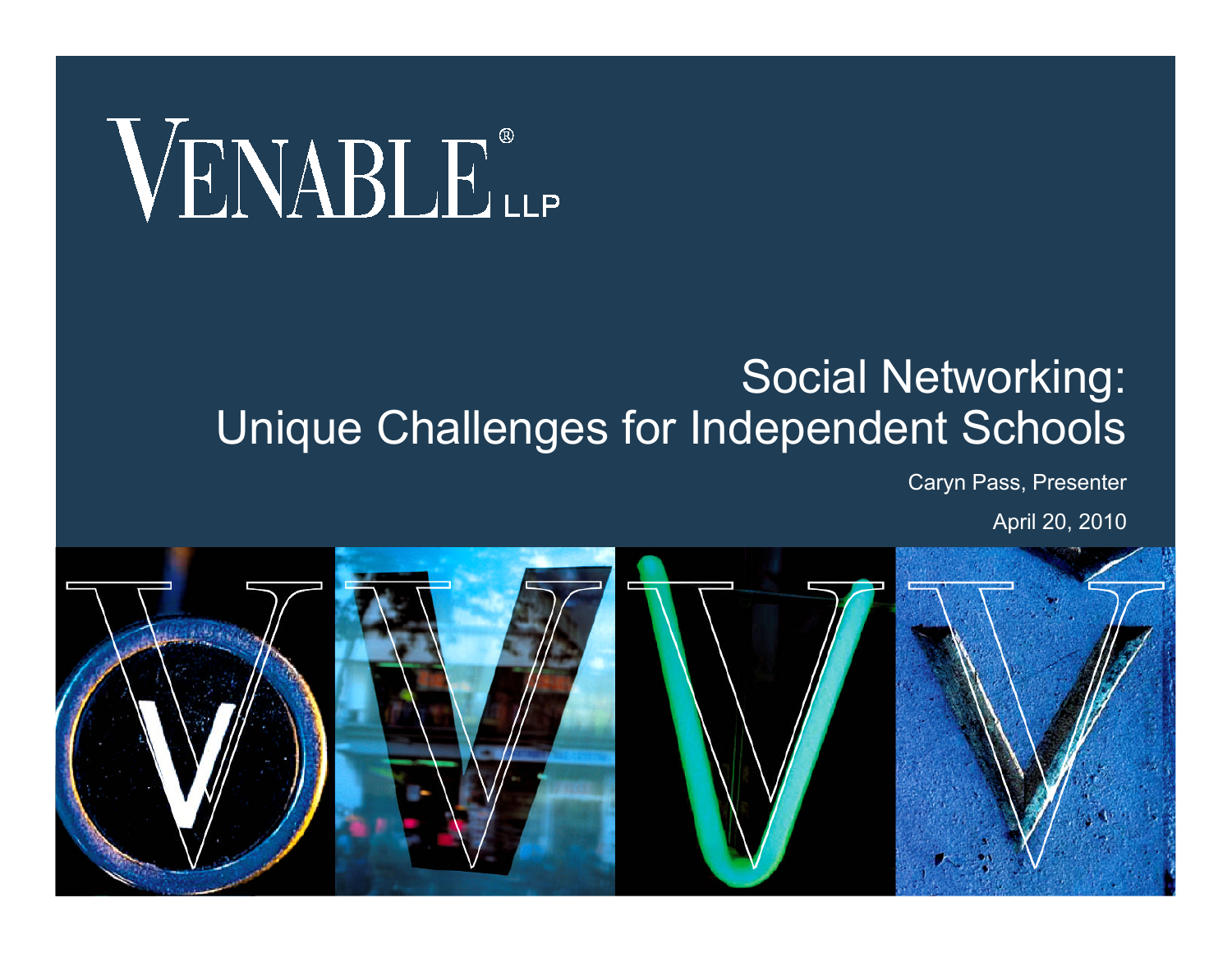VENABLE® LLP

# Social Networking: Unique Challenges for Independent Schools

Caryn Pass, Presenter

April 20, 2010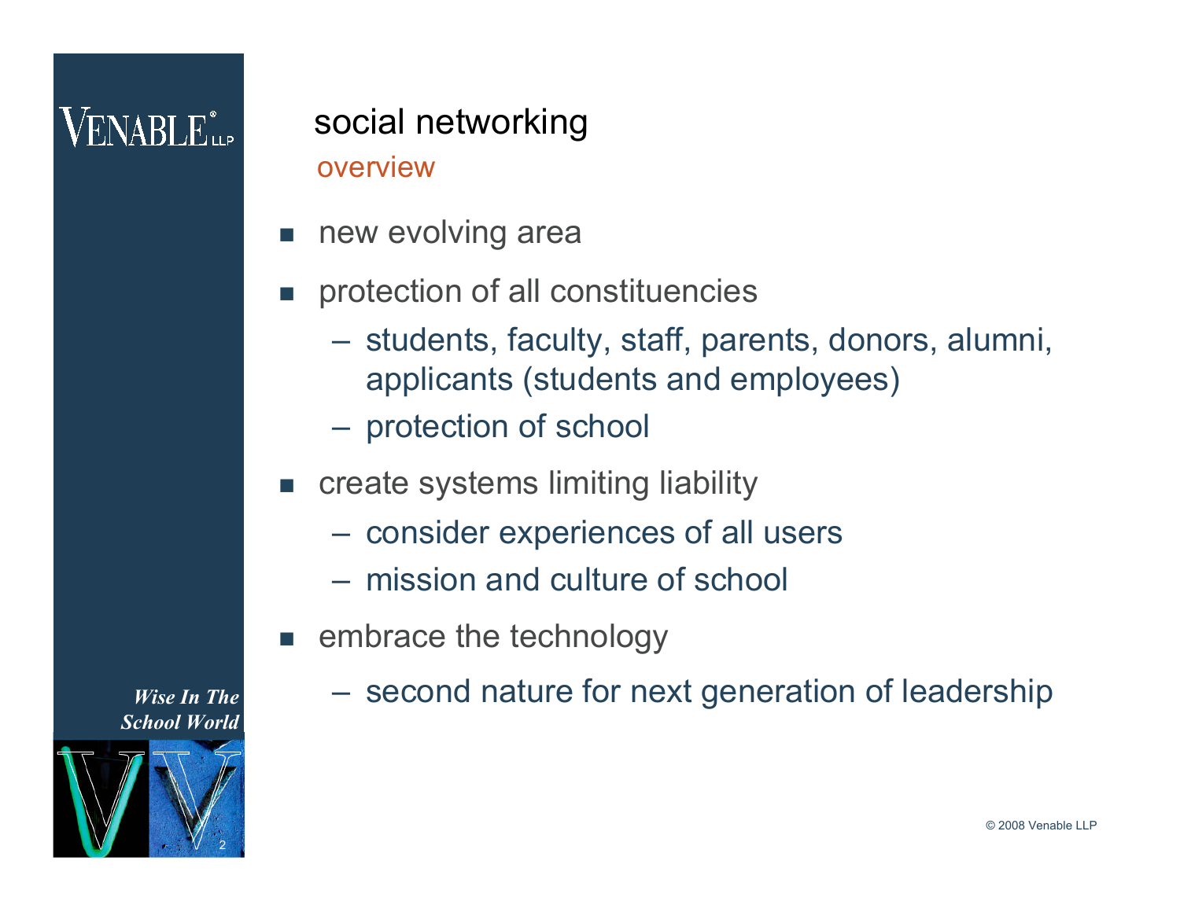## social networking

### overview

- new evolving area
- protection of all constituencies
  - students, faculty, staff, parents, donors, alumni, applicants (students and employees)
  - protection of school
- create systems limiting liability
  - consider experiences of all users
  - mission and culture of school
- embrace the technology
  - second nature for next generation of leadership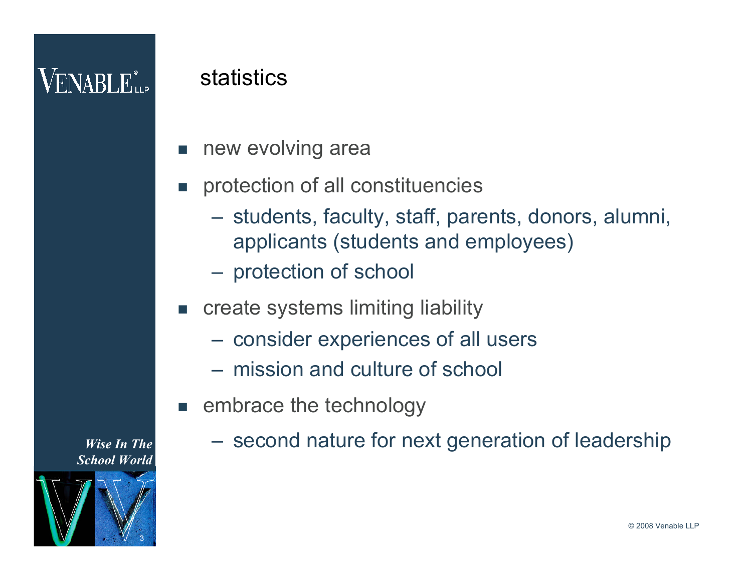## statistics

- new evolving area
- protection of all constituencies
  - students, faculty, staff, parents, donors, alumni, applicants (students and employees)
  - protection of school
- create systems limiting liability
  - consider experiences of all users
  - mission and culture of school
- embrace the technology
  - second nature for next generation of leadership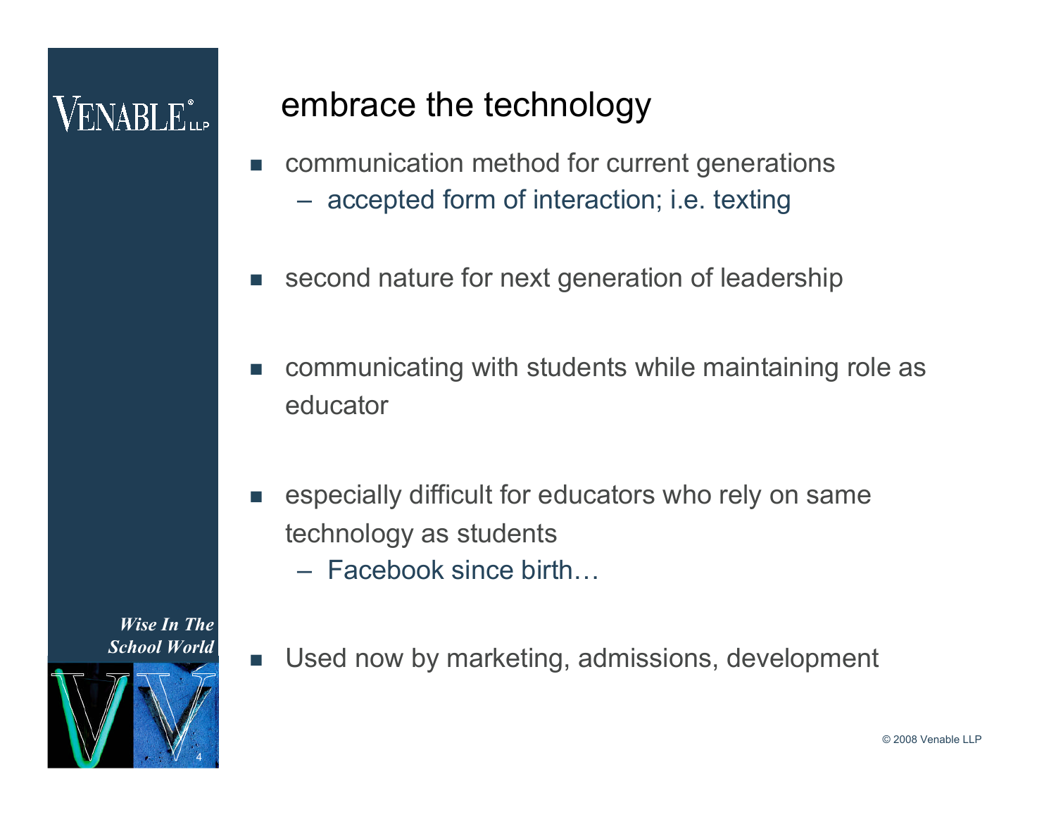# embrace the technology

- communication method for current generations
  - accepted form of interaction; i.e. texting
- second nature for next generation of leadership
- communicating with students while maintaining role as educator
- especially difficult for educators who rely on same technology as students
  - Facebook since birth…
- Used now by marketing, admissions, development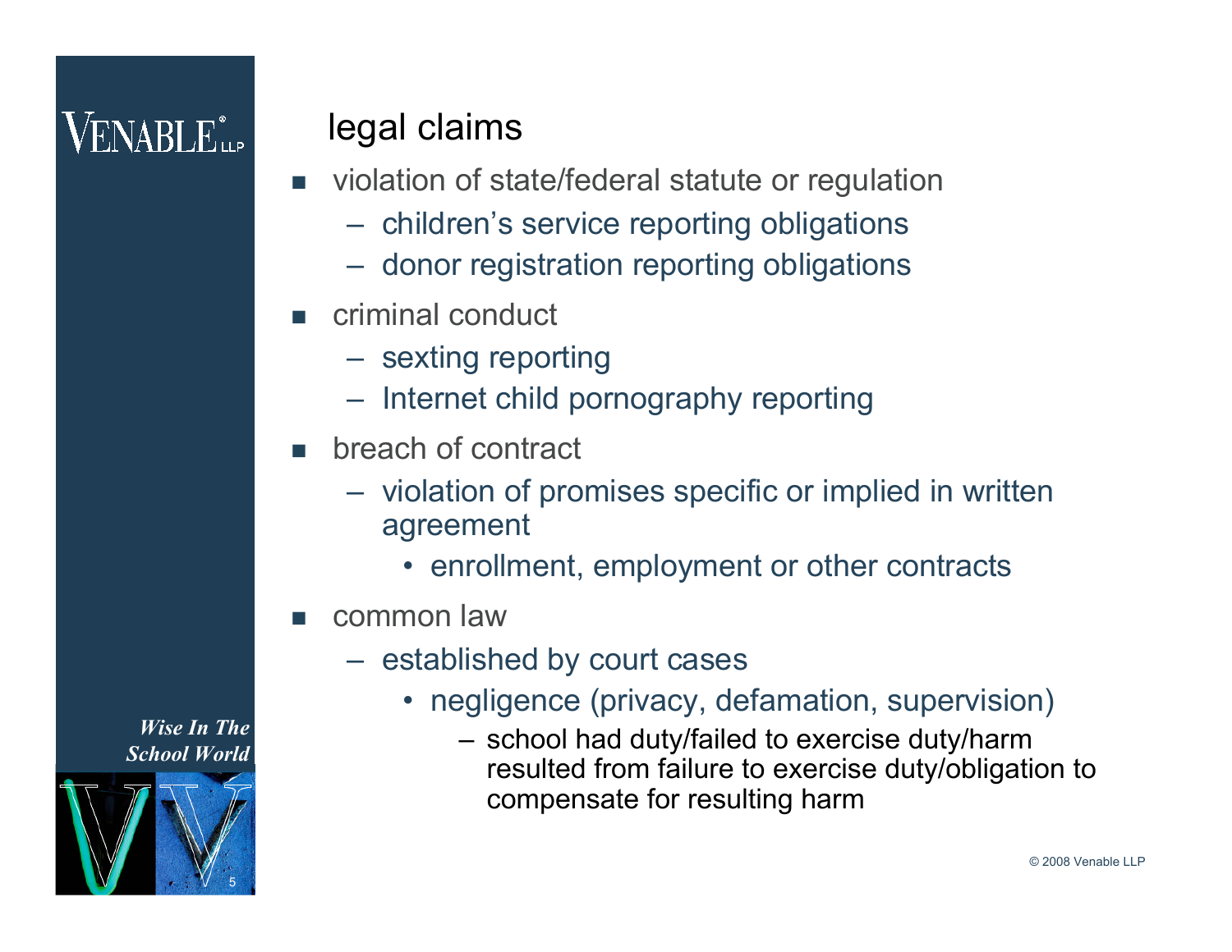## legal claims

- violation of state/federal statute or regulation
  - children's service reporting obligations
  - donor registration reporting obligations
- criminal conduct
  - sexting reporting
  - Internet child pornography reporting
- breach of contract
  - violation of promises specific or implied in written agreement
    - enrollment, employment or other contracts
- common law
  - established by court cases
    - negligence (privacy, defamation, supervision)
      - school had duty/failed to exercise duty/harm resulted from failure to exercise duty/obligation to compensate for resulting harm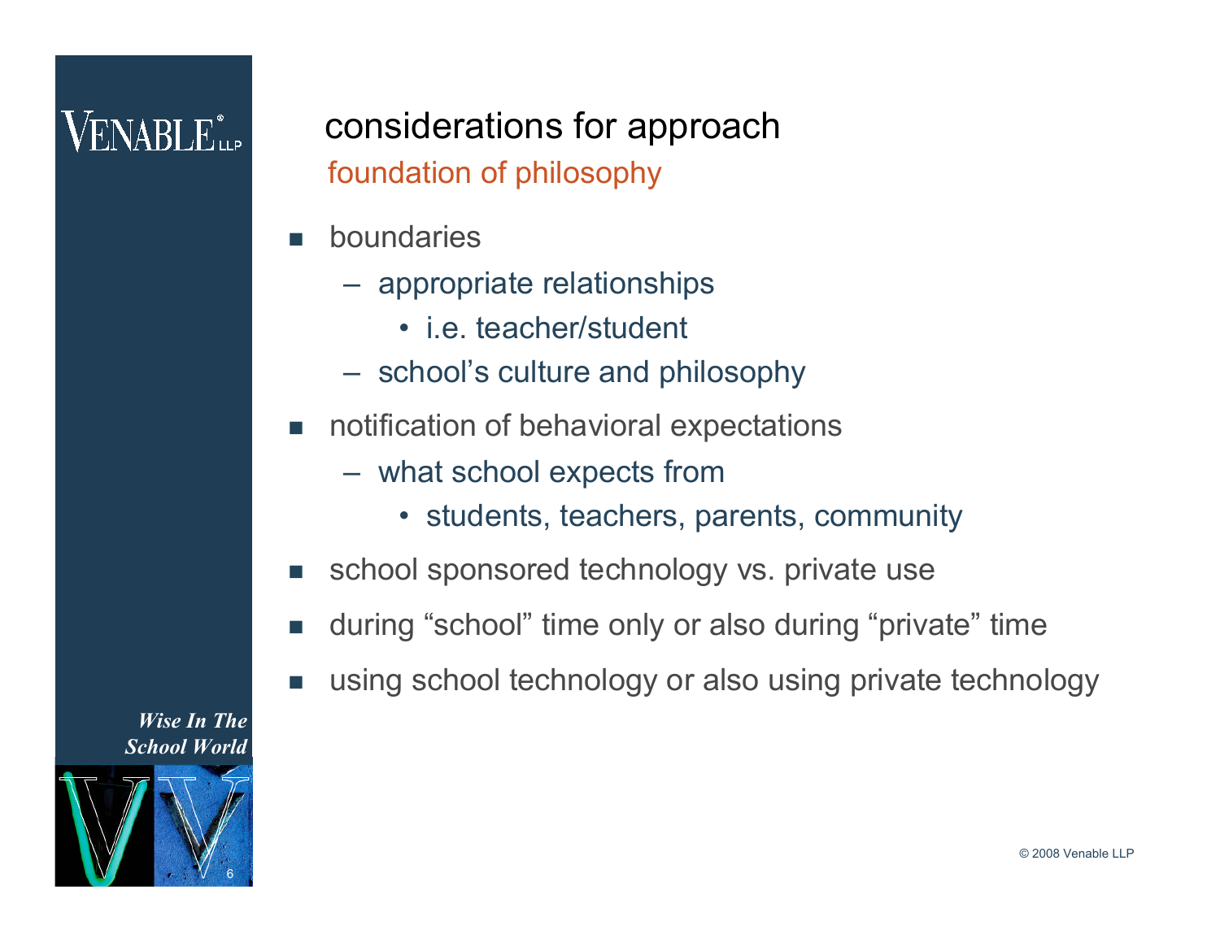# considerations for approach

## foundation of philosophy

- boundaries
  - appropriate relationships
    - i.e. teacher/student
  - school's culture and philosophy
- notification of behavioral expectations
  - what school expects from
    - students, teachers, parents, community
- school sponsored technology vs. private use
- during "school" time only or also during "private" time
- using school technology or also using private technology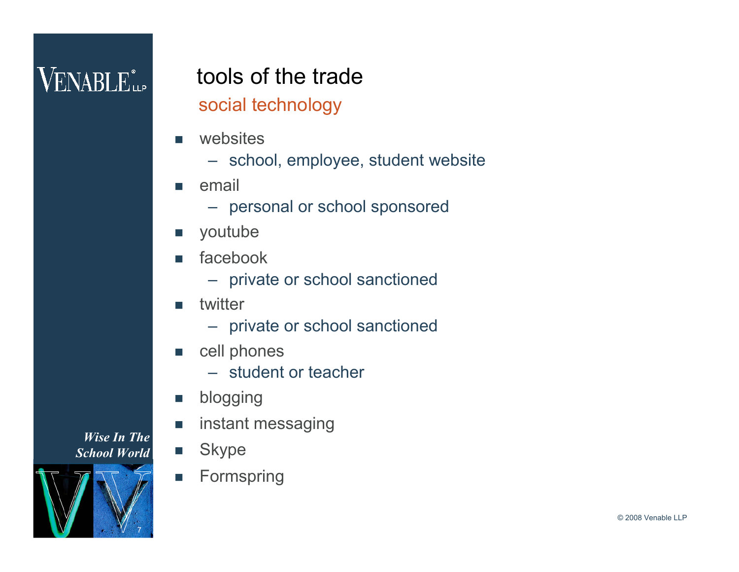# tools of the trade

## social technology

- websites
  - school, employee, student website
- email
  - personal or school sponsored
- youtube
- facebook
  - private or school sanctioned
- twitter
  - private or school sanctioned
- cell phones
  - student or teacher
- blogging
- instant messaging
- Skype
- Formspring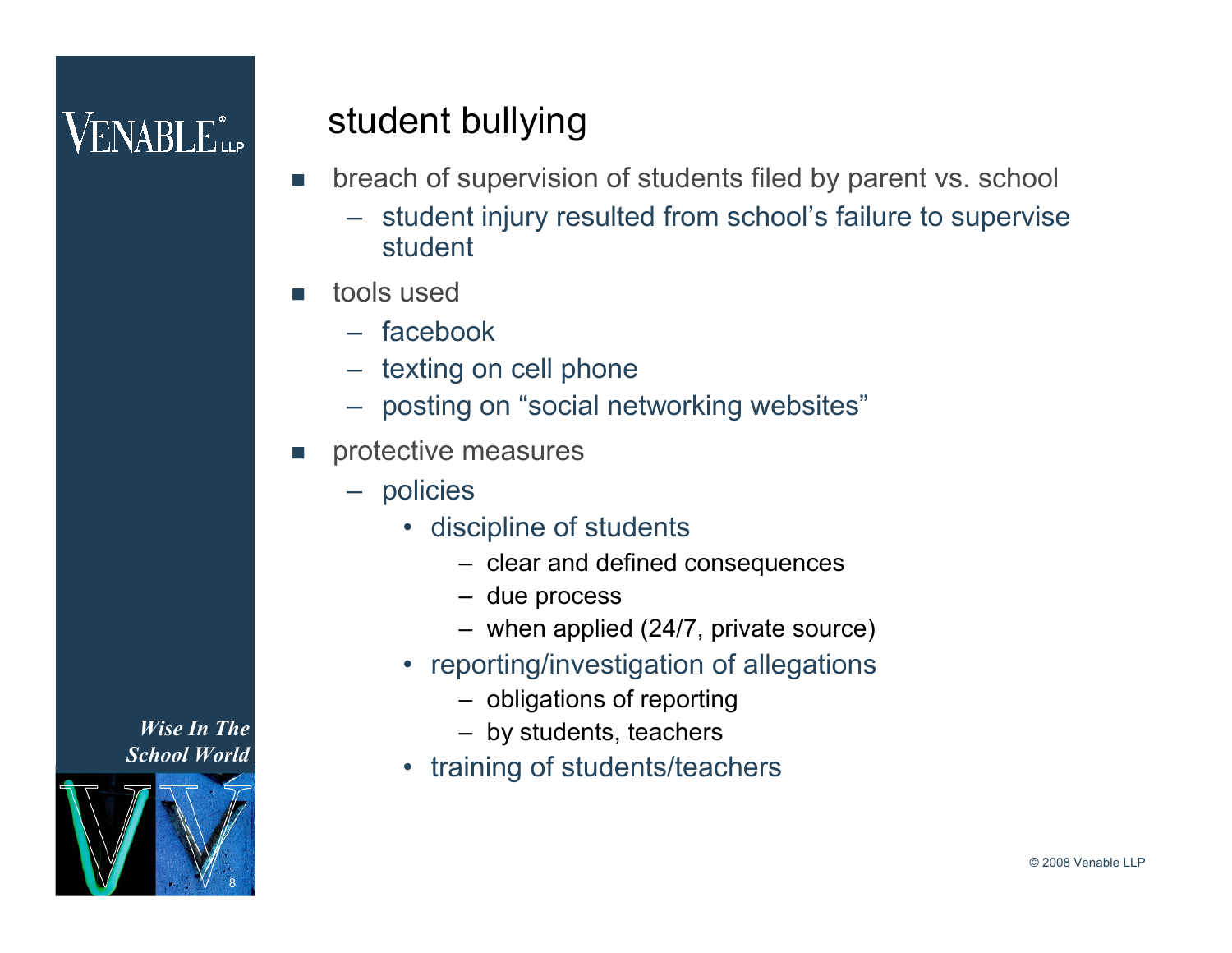## student bullying

- breach of supervision of students filed by parent vs. school
  - student injury resulted from school's failure to supervise student
- tools used
  - facebook
  - texting on cell phone
  - posting on "social networking websites"
- protective measures
  - policies
    - discipline of students
      - clear and defined consequences
      - due process
      - when applied (24/7, private source)
    - reporting/investigation of allegations
      - obligations of reporting
      - by students, teachers
    - training of students/teachers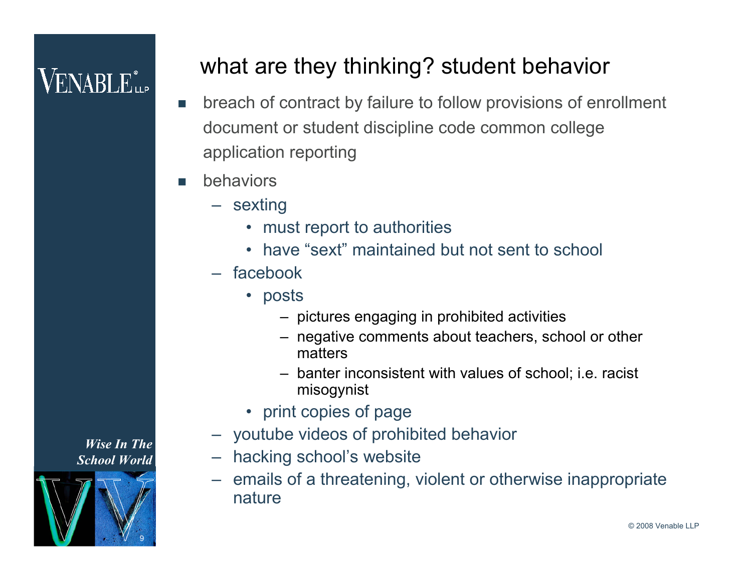# what are they thinking? student behavior

- breach of contract by failure to follow provisions of enrollment document or student discipline code common college application reporting
- behaviors
  - sexting
    - must report to authorities
    - have "sext" maintained but not sent to school
  - facebook
    - posts
      - pictures engaging in prohibited activities
      - negative comments about teachers, school or other matters
      - banter inconsistent with values of school; i.e. racist misogynist
    - print copies of page
  - youtube videos of prohibited behavior
  - hacking school's website
  - emails of a threatening, violent or otherwise inappropriate nature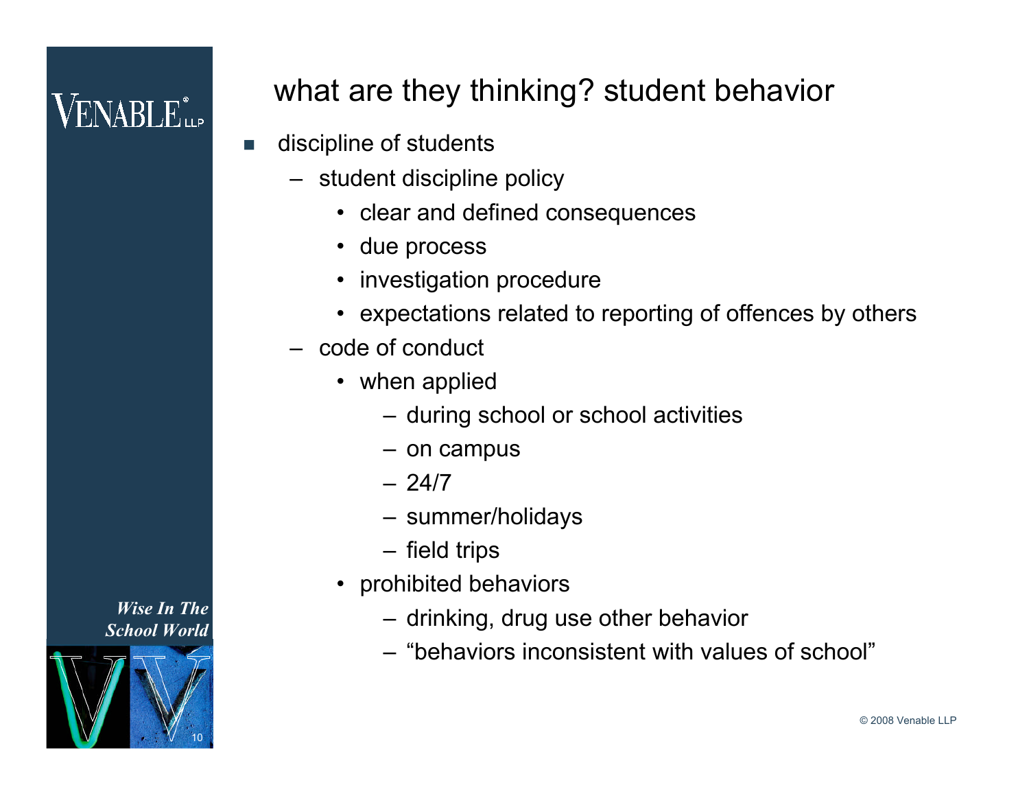# what are they thinking? student behavior

- discipline of students
  - student discipline policy
    - clear and defined consequences
    - due process
    - investigation procedure
    - expectations related to reporting of offences by others
  - code of conduct
    - when applied
      - during school or school activities
      - on campus
      - 24/7
      - summer/holidays
      - field trips
    - prohibited behaviors
      - drinking, drug use other behavior
      - "behaviors inconsistent with values of school"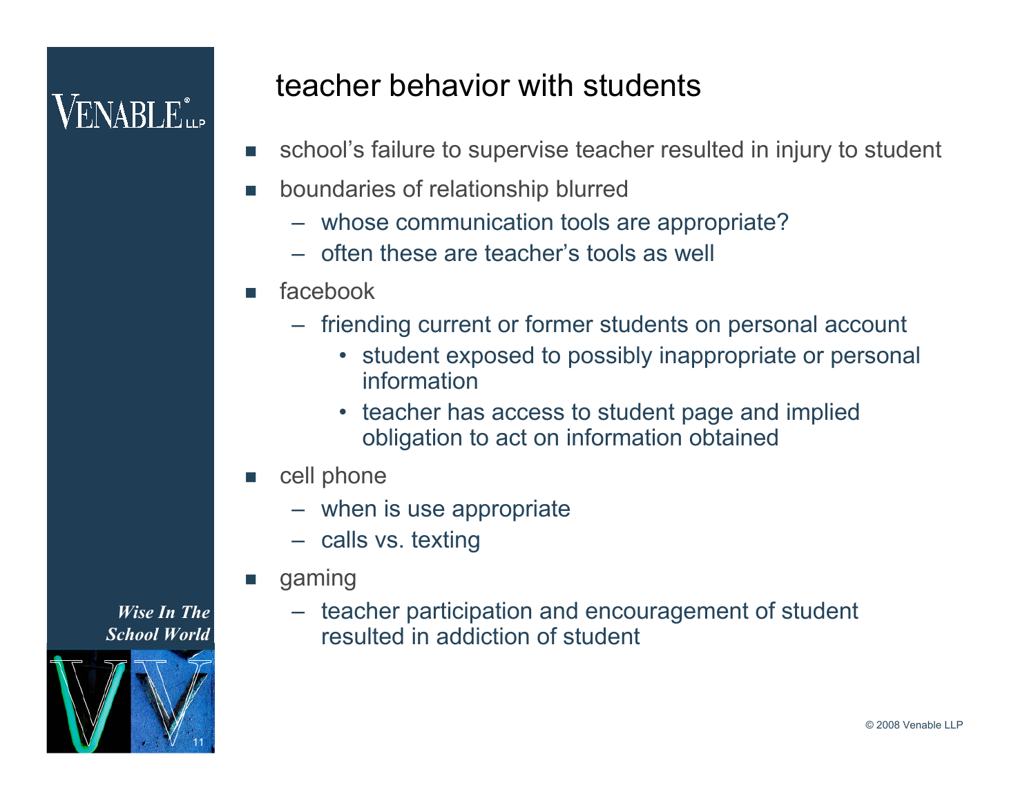# teacher behavior with students

- school's failure to supervise teacher resulted in injury to student
- boundaries of relationship blurred
  - whose communication tools are appropriate?
  - often these are teacher's tools as well
- facebook
  - friending current or former students on personal account
    - student exposed to possibly inappropriate or personal information
    - teacher has access to student page and implied obligation to act on information obtained
- cell phone
  - when is use appropriate
  - calls vs. texting
- gaming
  - teacher participation and encouragement of student resulted in addiction of student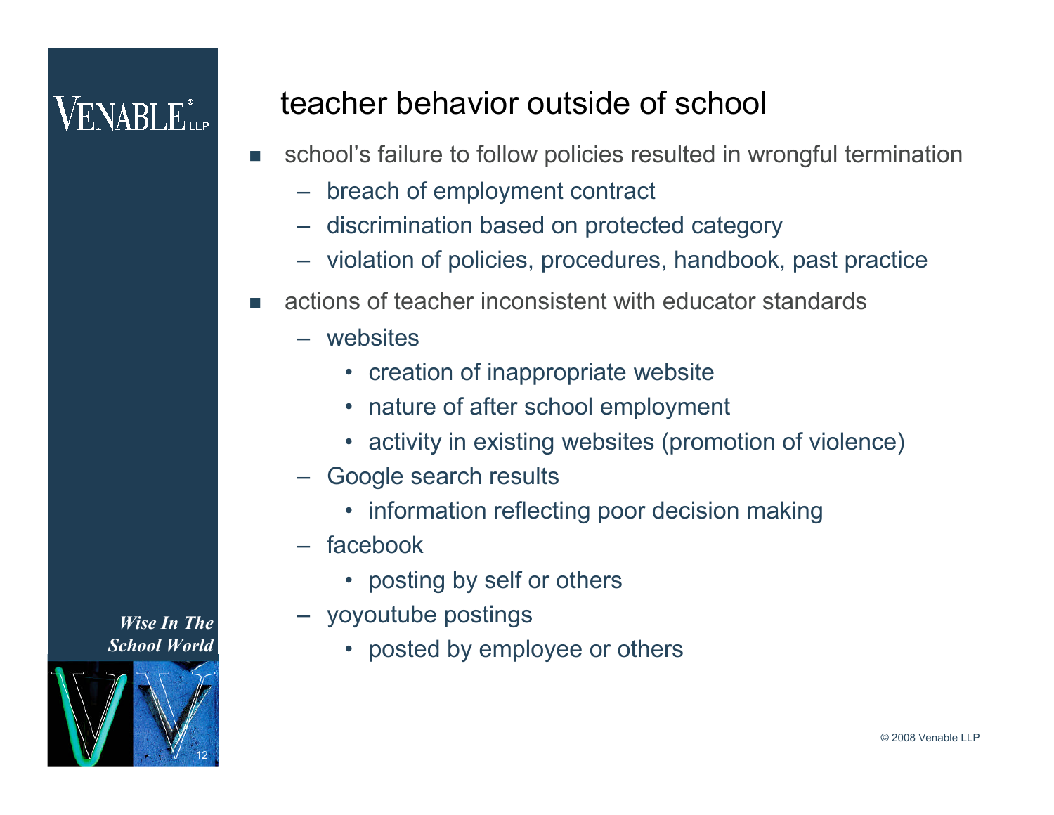# teacher behavior outside of school

- school's failure to follow policies resulted in wrongful termination
  - breach of employment contract
  - discrimination based on protected category
  - violation of policies, procedures, handbook, past practice
- actions of teacher inconsistent with educator standards
  - websites
    - creation of inappropriate website
    - nature of after school employment
    - activity in existing websites (promotion of violence)
  - Google search results
    - information reflecting poor decision making
  - facebook
    - posting by self or others
  - yoyoutube postings
    - posted by employee or others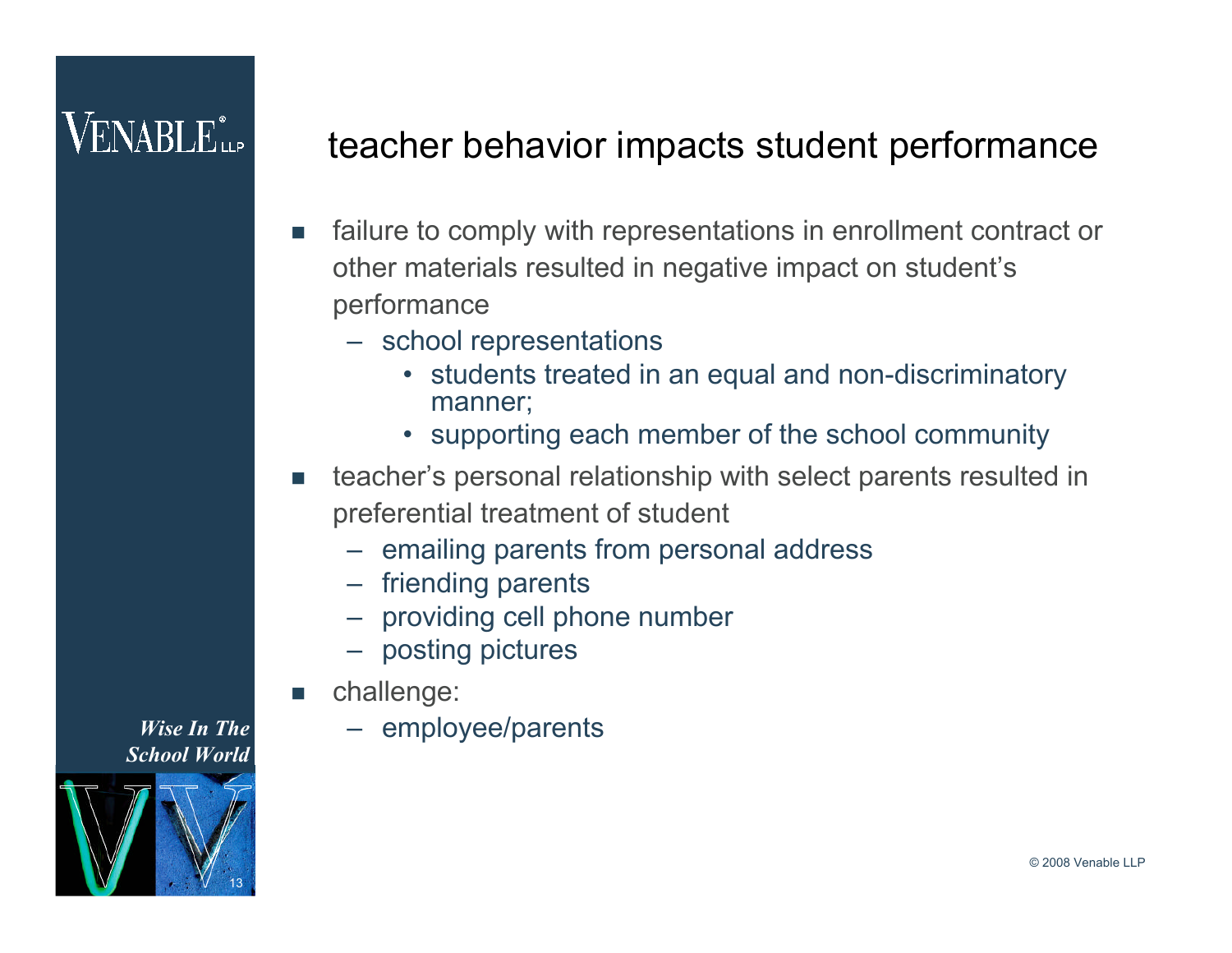# teacher behavior impacts student performance

- failure to comply with representations in enrollment contract or other materials resulted in negative impact on student's performance
  - school representations
    - students treated in an equal and non-discriminatory manner;
    - supporting each member of the school community
- teacher's personal relationship with select parents resulted in preferential treatment of student
  - emailing parents from personal address
  - friending parents
  - providing cell phone number
  - posting pictures
- challenge:
  - employee/parents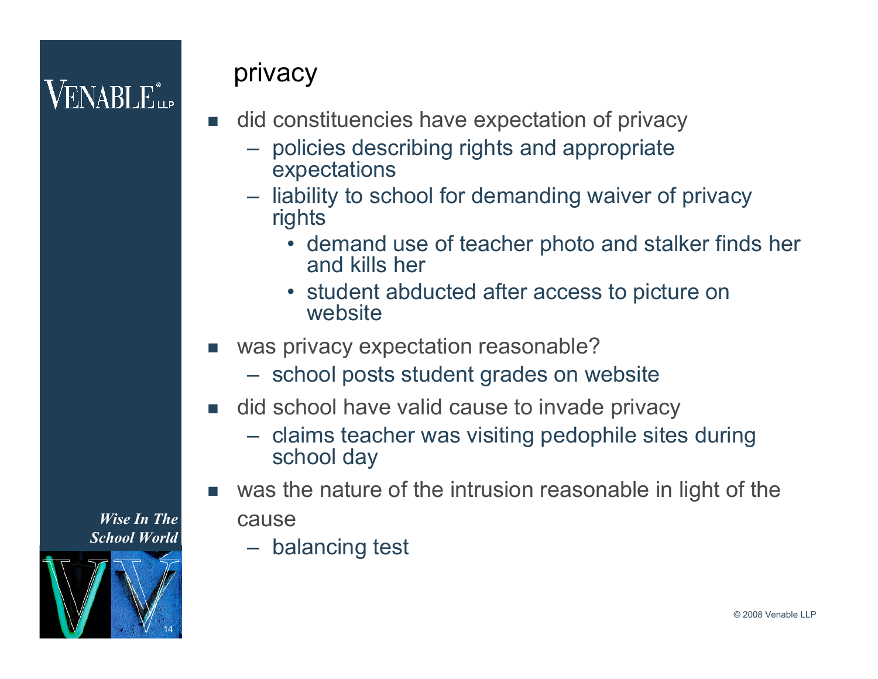## privacy

- did constituencies have expectation of privacy
  - policies describing rights and appropriate expectations
  - liability to school for demanding waiver of privacy rights
    - demand use of teacher photo and stalker finds her and kills her
    - student abducted after access to picture on website
- was privacy expectation reasonable?
  - school posts student grades on website
- did school have valid cause to invade privacy
  - claims teacher was visiting pedophile sites during school day
- was the nature of the intrusion reasonable in light of the cause
  - balancing test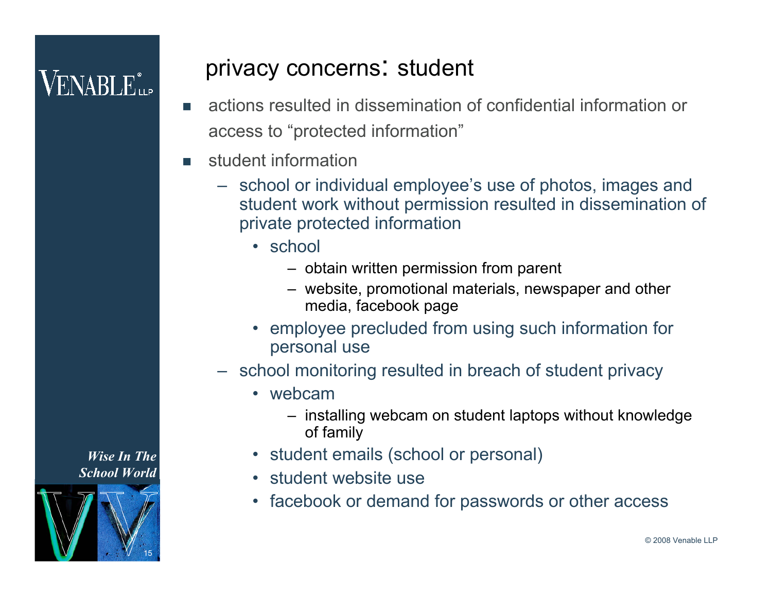# privacy concerns: student

- actions resulted in dissemination of confidential information or access to “protected information”
- student information
  - school or individual employee’s use of photos, images and student work without permission resulted in dissemination of private protected information
    - school
      - obtain written permission from parent
      - website, promotional materials, newspaper and other media, facebook page
    - employee precluded from using such information for personal use
  - school monitoring resulted in breach of student privacy
    - webcam
      - installing webcam on student laptops without knowledge of family
    - student emails (school or personal)
    - student website use
    - facebook or demand for passwords or other access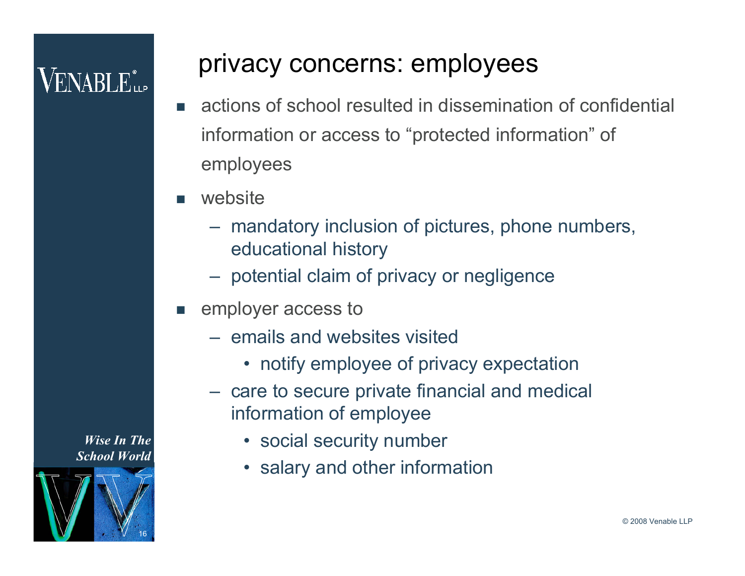# privacy concerns: employees

- actions of school resulted in dissemination of confidential information or access to "protected information" of employees
- website
  - mandatory inclusion of pictures, phone numbers, educational history
  - potential claim of privacy or negligence
- employer access to
  - emails and websites visited
    - notify employee of privacy expectation
  - care to secure private financial and medical information of employee
    - social security number
    - salary and other information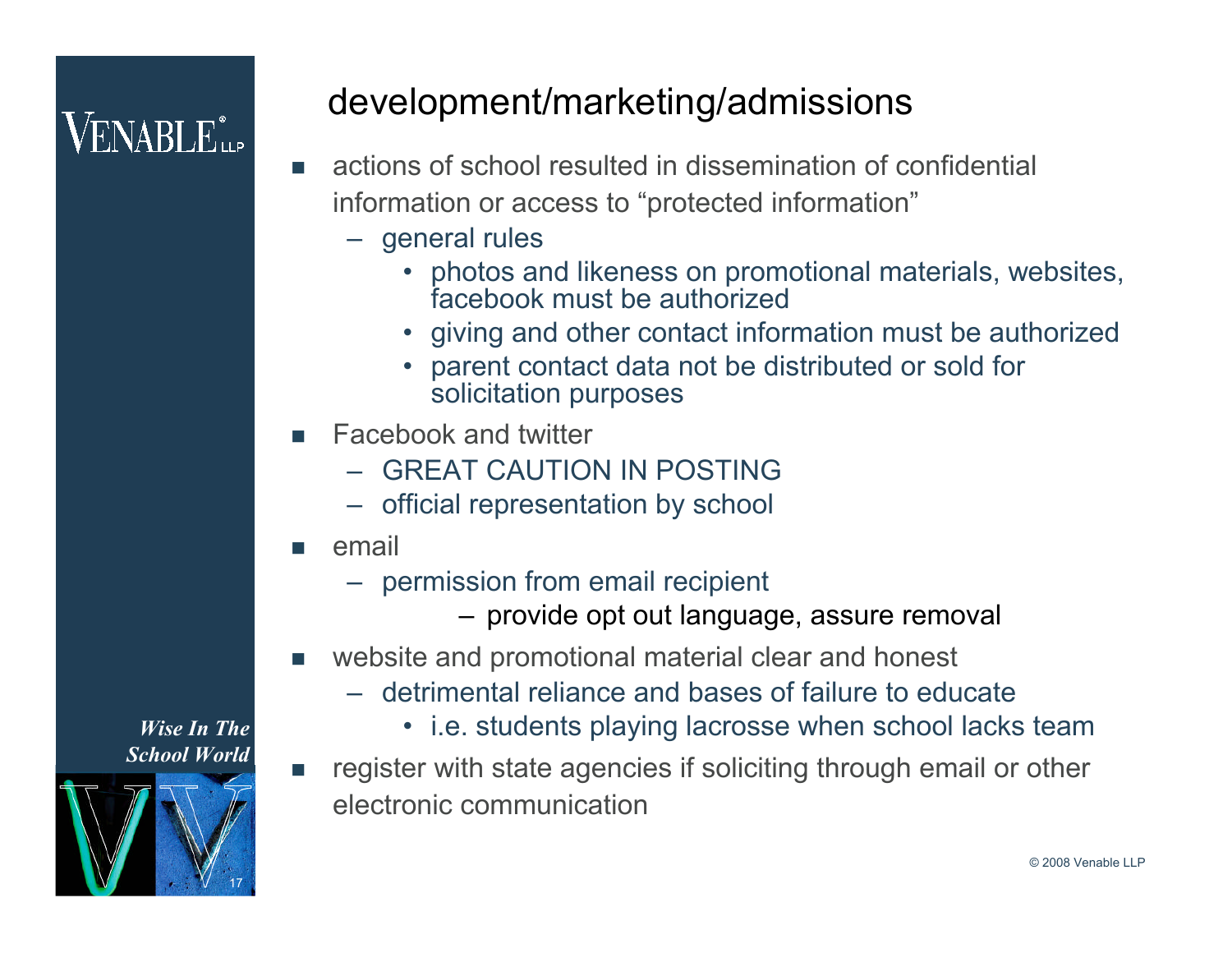# development/marketing/admissions

- actions of school resulted in dissemination of confidential information or access to "protected information"
  - general rules
    - photos and likeness on promotional materials, websites, facebook must be authorized
    - giving and other contact information must be authorized
    - parent contact data not be distributed or sold for solicitation purposes
- Facebook and twitter
  - GREAT CAUTION IN POSTING
  - official representation by school
- email
  - permission from email recipient
    - provide opt out language, assure removal
- website and promotional material clear and honest
  - detrimental reliance and bases of failure to educate
    - i.e. students playing lacrosse when school lacks team
- register with state agencies if soliciting through email or other electronic communication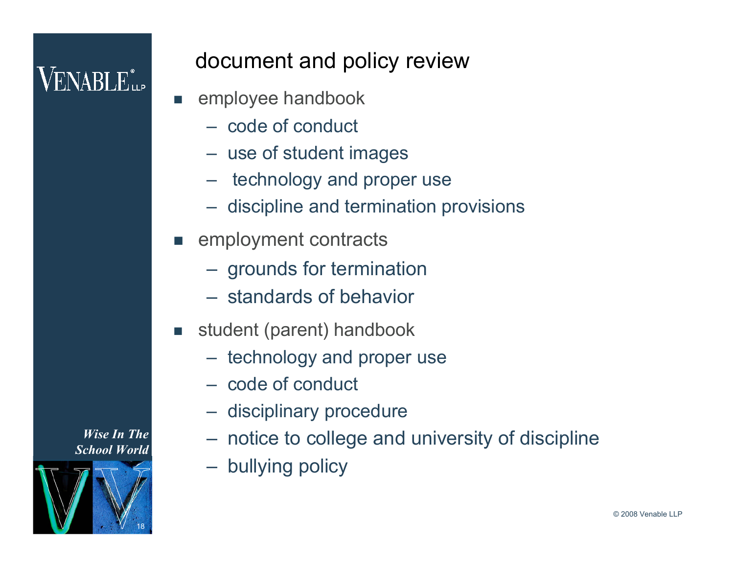# document and policy review

- employee handbook
  - code of conduct
  - use of student images
  - technology and proper use
  - discipline and termination provisions
- employment contracts
  - grounds for termination
  - standards of behavior
- student (parent) handbook
  - technology and proper use
  - code of conduct
  - disciplinary procedure
  - notice to college and university of discipline
  - bullying policy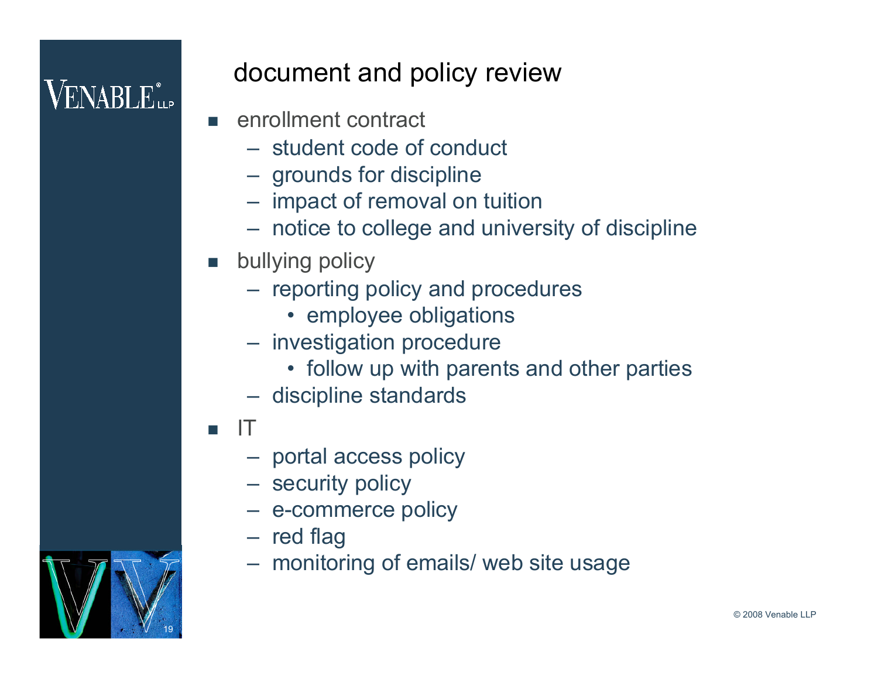# document and policy review

- enrollment contract
  - student code of conduct
  - grounds for discipline
  - impact of removal on tuition
  - notice to college and university of discipline
- bullying policy
  - reporting policy and procedures
    - employee obligations
  - investigation procedure
    - follow up with parents and other parties
  - discipline standards
- IT
  - portal access policy
  - security policy
  - e-commerce policy
  - red flag
  - monitoring of emails/ web site usage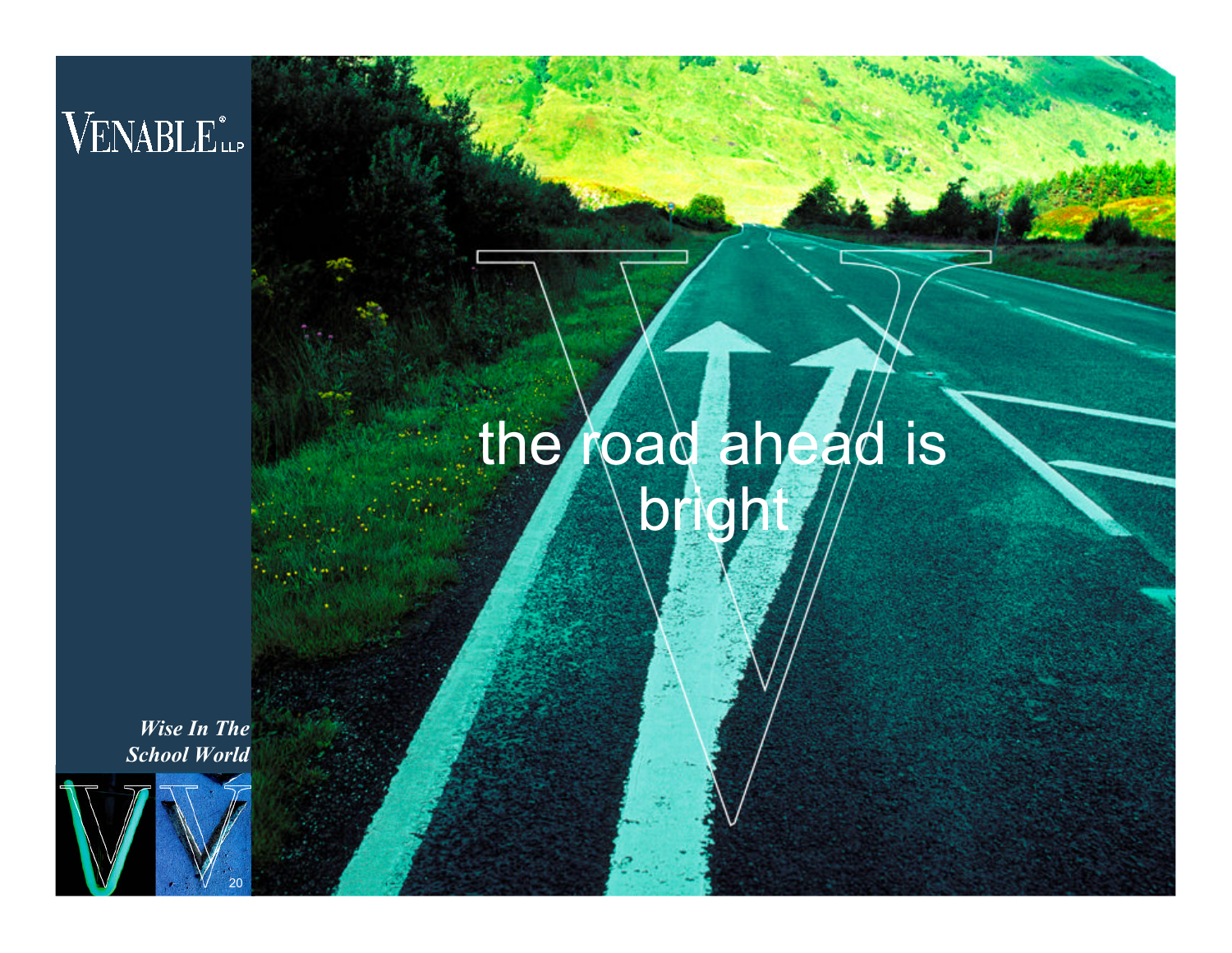VENABLE® LLP

the road ahead is bright

*Wise In The School World*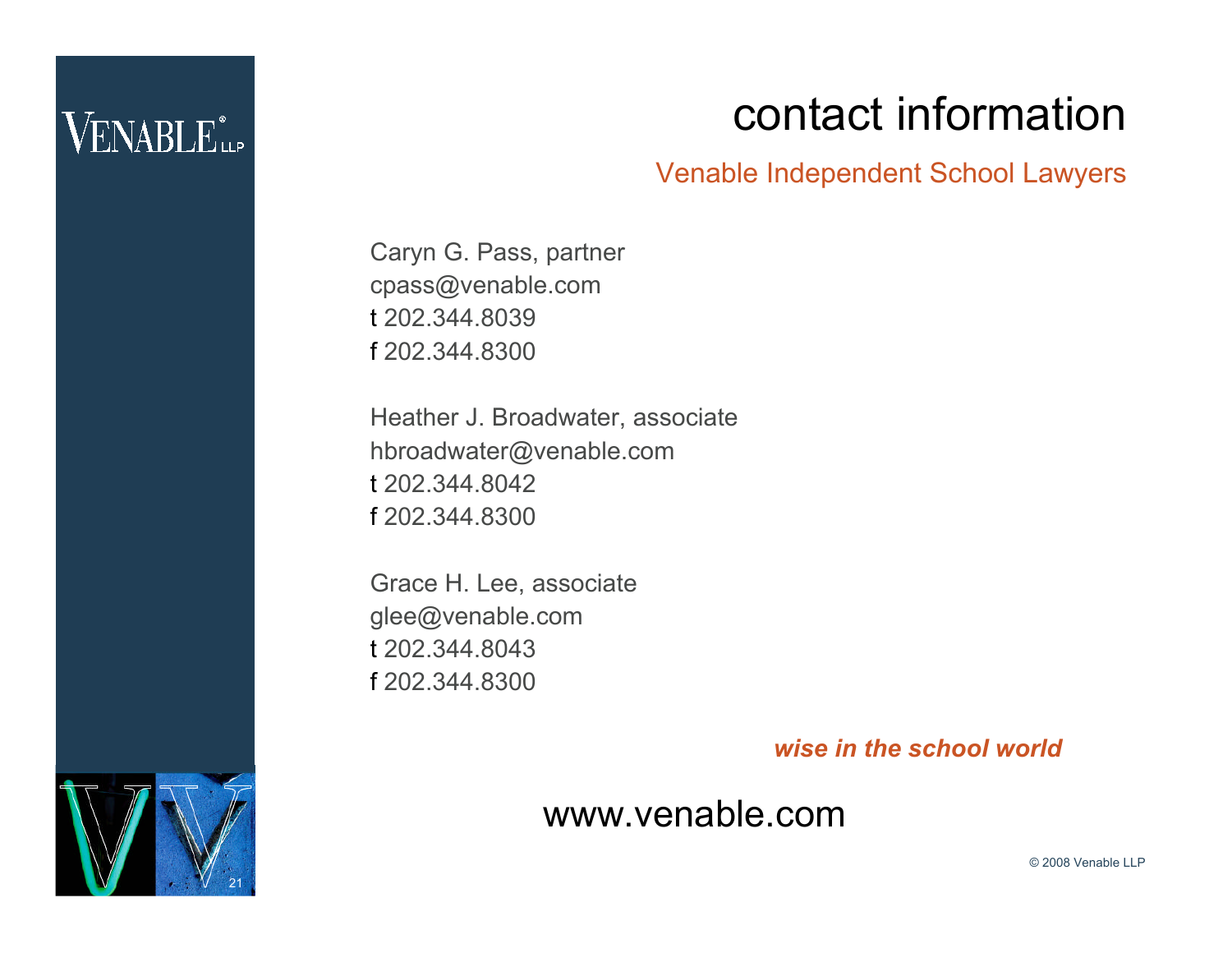VENABLE LLP

# contact information

## Venable Independent School Lawyers

Caryn G. Pass, partner
cpass@venable.com
t 202.344.8039
f 202.344.8300

Heather J. Broadwater, associate
hbroadwater@venable.com
t 202.344.8042
f 202.344.8300

Grace H. Lee, associate
glee@venable.com
t 202.344.8043
f 202.344.8300

***wise in the school world***

www.venable.com

© 2008 Venable LLP